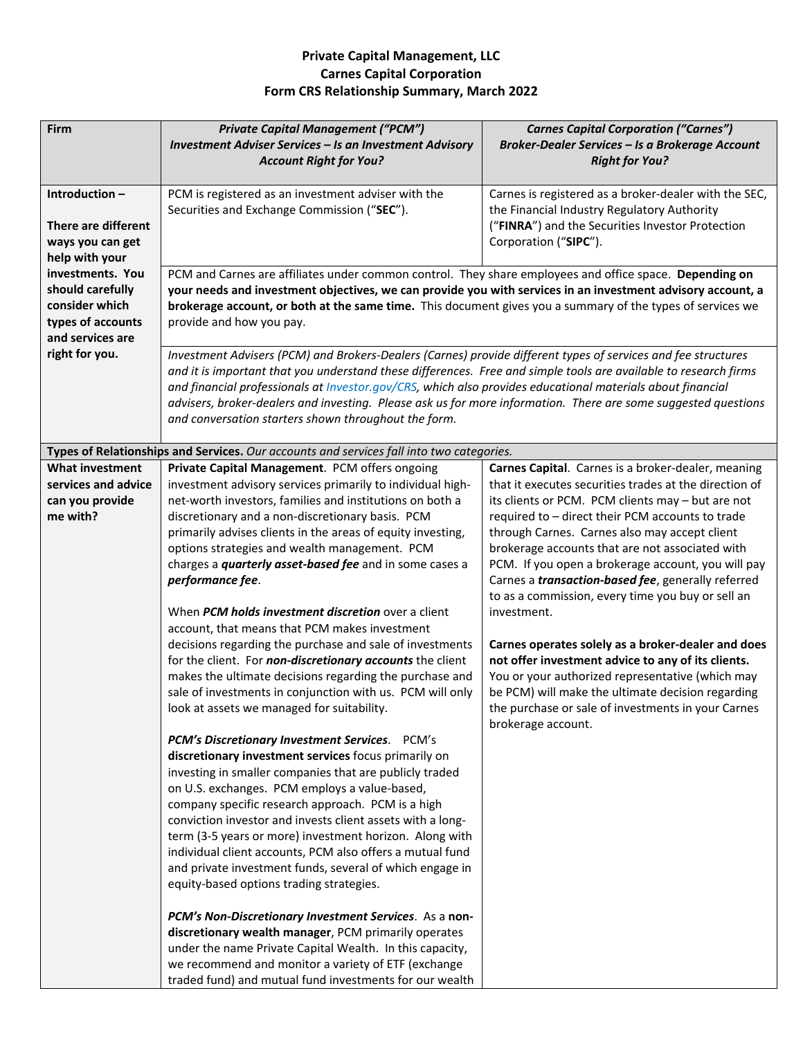**Private Capital Management, LLC**
**Carnes Capital Corporation**
**Form CRS Relationship Summary, March 2022**

| Firm | ***Private Capital Management ("PCM")*** ***Investment Adviser Services – Is an Investment Advisory Account Right for You?*** | ***Carnes Capital Corporation ("Carnes")*** ***Broker-Dealer Services – Is a Brokerage Account Right for You?*** |
|---|---|---|
| **Introduction – There are different ways you can get help with your investments. You should carefully consider which types of accounts and services are right for you.** | PCM is registered as an investment adviser with the Securities and Exchange Commission ("**SEC**"). | Carnes is registered as a broker-dealer with the SEC, the Financial Industry Regulatory Authority ("**FINRA**") and the Securities Investor Protection Corporation ("**SIPC**"). |
| | PCM and Carnes are affiliates under common control. They share employees and office space. **Depending on your needs and investment objectives, we can provide you with services in an investment advisory account, a brokerage account, or both at the same time.** This document gives you a summary of the types of services we provide and how you pay. | |
| | *Investment Advisers (PCM) and Brokers-Dealers (Carnes) provide different types of services and fee structures and it is important that you understand these differences. Free and simple tools are available to research firms and financial professionals at Investor.gov/CRS, which also provides educational materials about financial advisers, broker-dealers and investing. Please ask us for more information. There are some suggested questions and conversation starters shown throughout the form.* | |
| **Types of Relationships and Services.** *Our accounts and services fall into two categories.* | | |
| **What investment services and advice can you provide me with?** | **Private Capital Management**. PCM offers ongoing investment advisory services primarily to individual high-net-worth investors, families and institutions on both a discretionary and a non-discretionary basis. PCM primarily advises clients in the areas of equity investing, options strategies and wealth management. PCM charges a ***quarterly asset-based fee*** and in some cases a ***performance fee***.<br><br>When ***PCM holds investment discretion*** over a client account, that means that PCM makes investment decisions regarding the purchase and sale of investments for the client. For ***non-discretionary accounts*** the client makes the ultimate decisions regarding the purchase and sale of investments in conjunction with us. PCM will only look at assets we managed for suitability.<br><br>***PCM's Discretionary Investment Services***. PCM's **discretionary investment services** focus primarily on investing in smaller companies that are publicly traded on U.S. exchanges. PCM employs a value-based, company specific research approach. PCM is a high conviction investor and invests client assets with a long-term (3-5 years or more) investment horizon. Along with individual client accounts, PCM also offers a mutual fund and private investment funds, several of which engage in equity-based options trading strategies.<br><br>***PCM's Non-Discretionary Investment Services***. As a **non-discretionary wealth manager**, PCM primarily operates under the name Private Capital Wealth. In this capacity, we recommend and monitor a variety of ETF (exchange traded fund) and mutual fund investments for our wealth | **Carnes Capital**. Carnes is a broker-dealer, meaning that it executes securities trades at the direction of its clients or PCM. PCM clients may – but are not required to – direct their PCM accounts to trade through Carnes. Carnes also may accept client brokerage accounts that are not associated with PCM. If you open a brokerage account, you will pay Carnes a ***transaction-based fee***, generally referred to as a commission, every time you buy or sell an investment.<br><br>**Carnes operates solely as a broker-dealer and does not offer investment advice to any of its clients.** You or your authorized representative (which may be PCM) will make the ultimate decision regarding the purchase or sale of investments in your Carnes brokerage account. |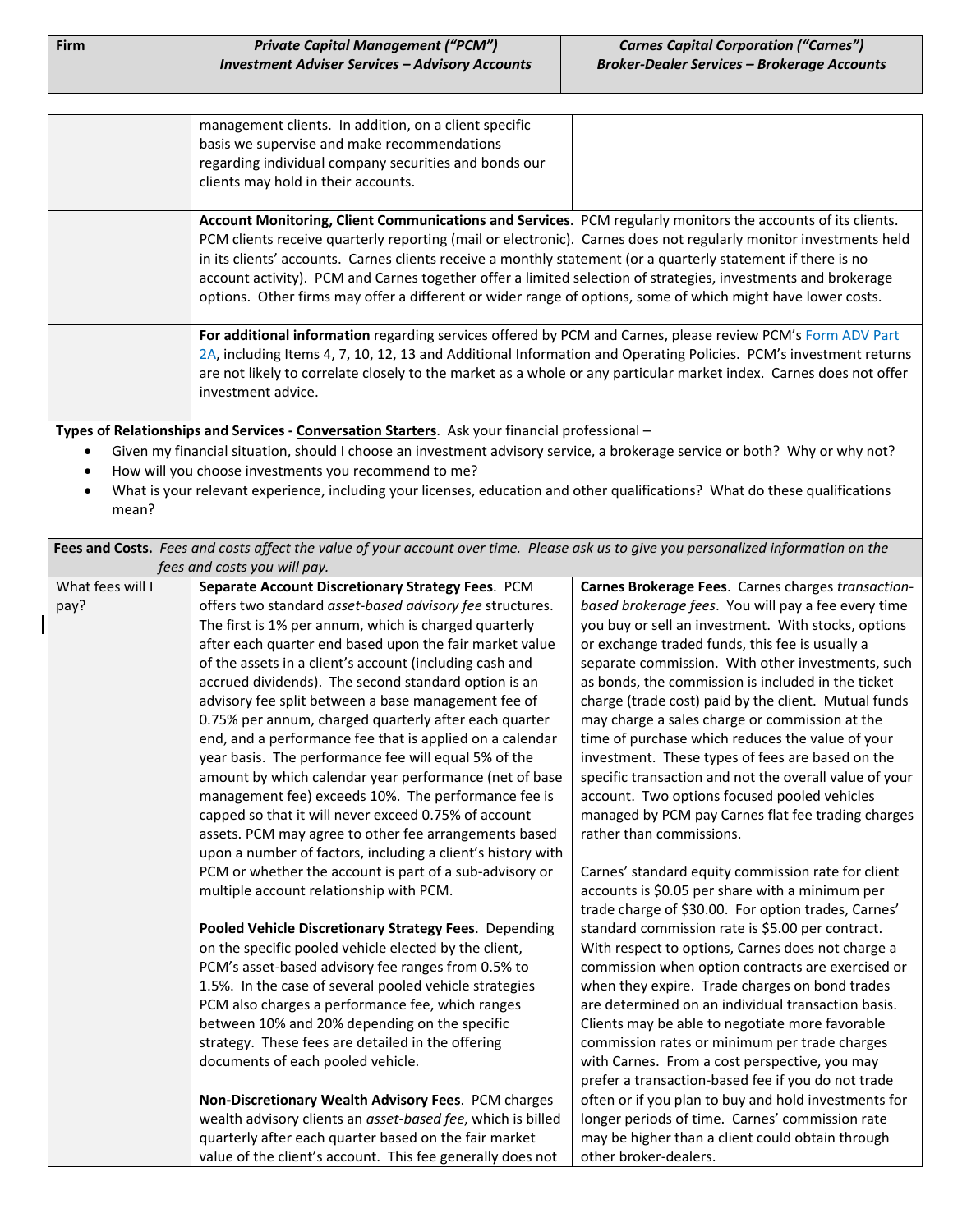| Firm | *Private Capital Management ("PCM")* *Investment Adviser Services – Advisory Accounts* | *Carnes Capital Corporation ("Carnes")* *Broker-Dealer Services – Brokerage Accounts* |
|---|---|---|
| | management clients. In addition, on a client specific basis we supervise and make recommendations regarding individual company securities and bonds our clients may hold in their accounts. | |
| | **Account Monitoring, Client Communications and Services**. PCM regularly monitors the accounts of its clients. PCM clients receive quarterly reporting (mail or electronic). Carnes does not regularly monitor investments held in its clients' accounts. Carnes clients receive a monthly statement (or a quarterly statement if there is no account activity). PCM and Carnes together offer a limited selection of strategies, investments and brokerage options. Other firms may offer a different or wider range of options, some of which might have lower costs. | |
| | **For additional information** regarding services offered by PCM and Carnes, please review PCM's Form ADV Part 2A, including Items 4, 7, 10, 12, 13 and Additional Information and Operating Policies. PCM's investment returns are not likely to correlate closely to the market as a whole or any particular market index. Carnes does not offer investment advice. | |

**Types of Relationships and Services - Conversation Starters**. Ask your financial professional –

- Given my financial situation, should I choose an investment advisory service, a brokerage service or both? Why or why not?
- How will you choose investments you recommend to me?
- What is your relevant experience, including your licenses, education and other qualifications? What do these qualifications mean?

**Fees and Costs.** *Fees and costs affect the value of your account over time. Please ask us to give you personalized information on the fees and costs you will pay.*

| | | |
|---|---|---|
| What fees will I pay? | **Separate Account Discretionary Strategy Fees**. PCM offers two standard *asset-based advisory fee* structures. The first is 1% per annum, which is charged quarterly after each quarter end based upon the fair market value of the assets in a client's account (including cash and accrued dividends). The second standard option is an advisory fee split between a base management fee of 0.75% per annum, charged quarterly after each quarter end, and a performance fee that is applied on a calendar year basis. The performance fee will equal 5% of the amount by which calendar year performance (net of base management fee) exceeds 10%. The performance fee is capped so that it will never exceed 0.75% of account assets. PCM may agree to other fee arrangements based upon a number of factors, including a client's history with PCM or whether the account is part of a sub-advisory or multiple account relationship with PCM.<br><br>**Pooled Vehicle Discretionary Strategy Fees**. Depending on the specific pooled vehicle elected by the client, PCM's asset-based advisory fee ranges from 0.5% to 1.5%. In the case of several pooled vehicle strategies PCM also charges a performance fee, which ranges between 10% and 20% depending on the specific strategy. These fees are detailed in the offering documents of each pooled vehicle.<br><br>**Non-Discretionary Wealth Advisory Fees**. PCM charges wealth advisory clients an *asset-based fee*, which is billed quarterly after each quarter based on the fair market value of the client's account. This fee generally does not | **Carnes Brokerage Fees**. Carnes charges *transaction-based brokerage fees*. You will pay a fee every time you buy or sell an investment. With stocks, options or exchange traded funds, this fee is usually a separate commission. With other investments, such as bonds, the commission is included in the ticket charge (trade cost) paid by the client. Mutual funds may charge a sales charge or commission at the time of purchase which reduces the value of your investment. These types of fees are based on the specific transaction and not the overall value of your account. Two options focused pooled vehicles managed by PCM pay Carnes flat fee trading charges rather than commissions.<br><br>Carnes' standard equity commission rate for client accounts is \$0.05 per share with a minimum per trade charge of \$30.00. For option trades, Carnes' standard commission rate is \$5.00 per contract. With respect to options, Carnes does not charge a commission when option contracts are exercised or when they expire. Trade charges on bond trades are determined on an individual transaction basis. Clients may be able to negotiate more favorable commission rates or minimum per trade charges with Carnes. From a cost perspective, you may prefer a transaction-based fee if you do not trade often or if you plan to buy and hold investments for longer periods of time. Carnes' commission rate may be higher than a client could obtain through other broker-dealers. |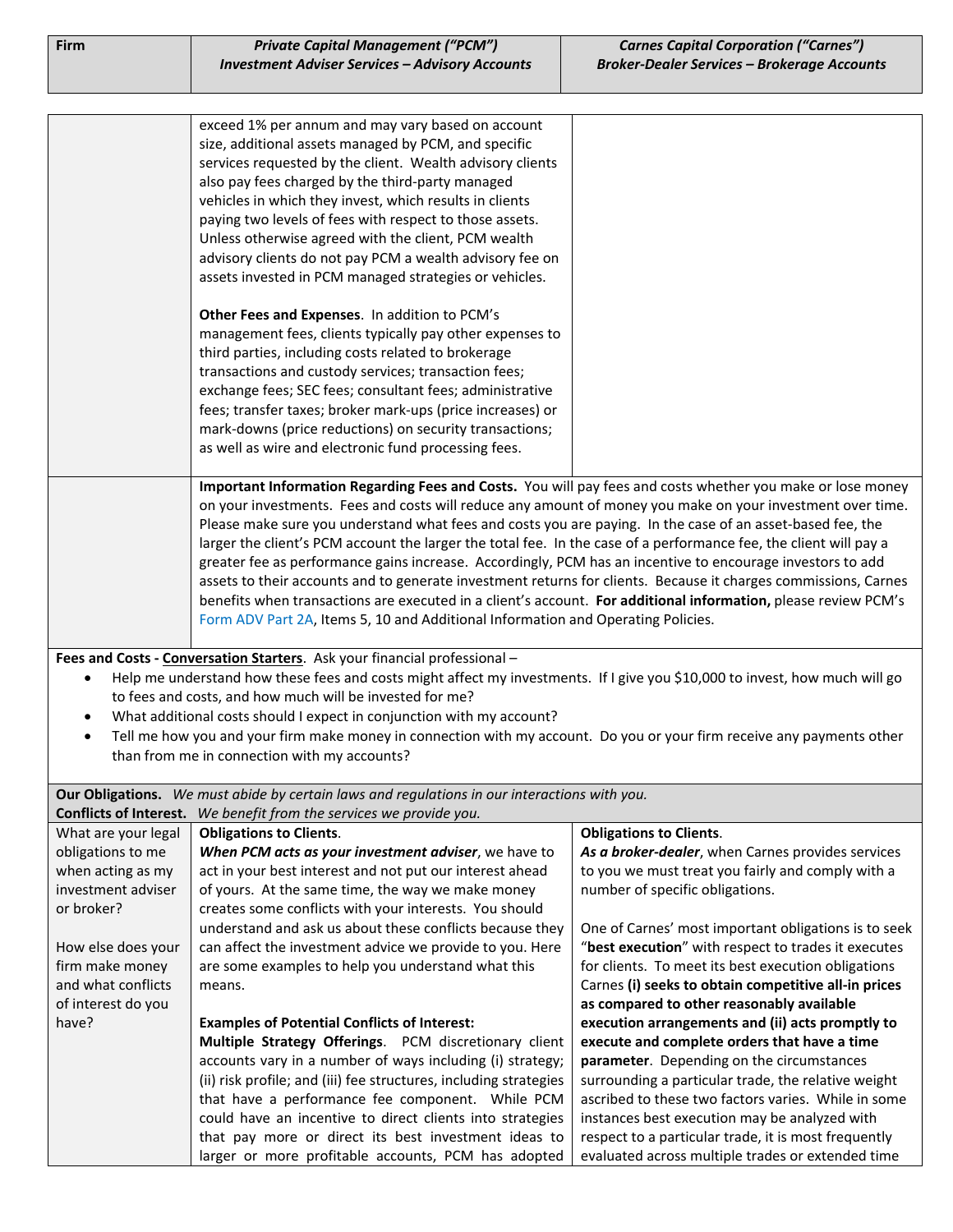| Firm | *Private Capital Management ("PCM")* *Investment Adviser Services – Advisory Accounts* | *Carnes Capital Corporation ("Carnes")* *Broker-Dealer Services – Brokerage Accounts* |
|---|---|---|
| | exceed 1% per annum and may vary based on account size, additional assets managed by PCM, and specific services requested by the client. Wealth advisory clients also pay fees charged by the third-party managed vehicles in which they invest, which results in clients paying two levels of fees with respect to those assets. Unless otherwise agreed with the client, PCM wealth advisory clients do not pay PCM a wealth advisory fee on assets invested in PCM managed strategies or vehicles.<br><br>**Other Fees and Expenses**. In addition to PCM's management fees, clients typically pay other expenses to third parties, including costs related to brokerage transactions and custody services; transaction fees; exchange fees; SEC fees; consultant fees; administrative fees; transfer taxes; broker mark-ups (price increases) or mark-downs (price reductions) on security transactions; as well as wire and electronic fund processing fees. | |
| | **Important Information Regarding Fees and Costs.** You will pay fees and costs whether you make or lose money on your investments. Fees and costs will reduce any amount of money you make on your investment over time. Please make sure you understand what fees and costs you are paying. In the case of an asset-based fee, the larger the client's PCM account the larger the total fee. In the case of a performance fee, the client will pay a greater fee as performance gains increase. Accordingly, PCM has an incentive to encourage investors to add assets to their accounts and to generate investment returns for clients. Because it charges commissions, Carnes benefits when transactions are executed in a client's account. **For additional information,** please review PCM's Form ADV Part 2A, Items 5, 10 and Additional Information and Operating Policies. | |

**Fees and Costs - Conversation Starters**. Ask your financial professional –

- Help me understand how these fees and costs might affect my investments. If I give you $10,000 to invest, how much will go to fees and costs, and how much will be invested for me?
- What additional costs should I expect in conjunction with my account?
- Tell me how you and your firm make money in connection with my account. Do you or your firm receive any payments other than from me in connection with my accounts?

**Our Obligations.** *We must abide by certain laws and regulations in our interactions with you.*
**Conflicts of Interest.** *We benefit from the services we provide you.*

| | | |
|---|---|---|
| What are your legal obligations to me when acting as my investment adviser or broker?<br><br>How else does your firm make money and what conflicts of interest do you have? | **Obligations to Clients**.<br>***When PCM acts as your investment adviser***, we have to act in your best interest and not put our interest ahead of yours. At the same time, the way we make money creates some conflicts with your interests. You should understand and ask us about these conflicts because they can affect the investment advice we provide to you. Here are some examples to help you understand what this means.<br><br>**Examples of Potential Conflicts of Interest:**<br>**Multiple Strategy Offerings**. PCM discretionary client accounts vary in a number of ways including (i) strategy; (ii) risk profile; and (iii) fee structures, including strategies that have a performance fee component. While PCM could have an incentive to direct clients into strategies that pay more or direct its best investment ideas to larger or more profitable accounts, PCM has adopted | **Obligations to Clients**.<br>***As a broker-dealer***, when Carnes provides services to you we must treat you fairly and comply with a number of specific obligations.<br><br>One of Carnes' most important obligations is to seek "**best execution**" with respect to trades it executes for clients. To meet its best execution obligations Carnes **(i) seeks to obtain competitive all-in prices as compared to other reasonably available execution arrangements and (ii) acts promptly to execute and complete orders that have a time parameter**. Depending on the circumstances surrounding a particular trade, the relative weight ascribed to these two factors varies. While in some instances best execution may be analyzed with respect to a particular trade, it is most frequently evaluated across multiple trades or extended time |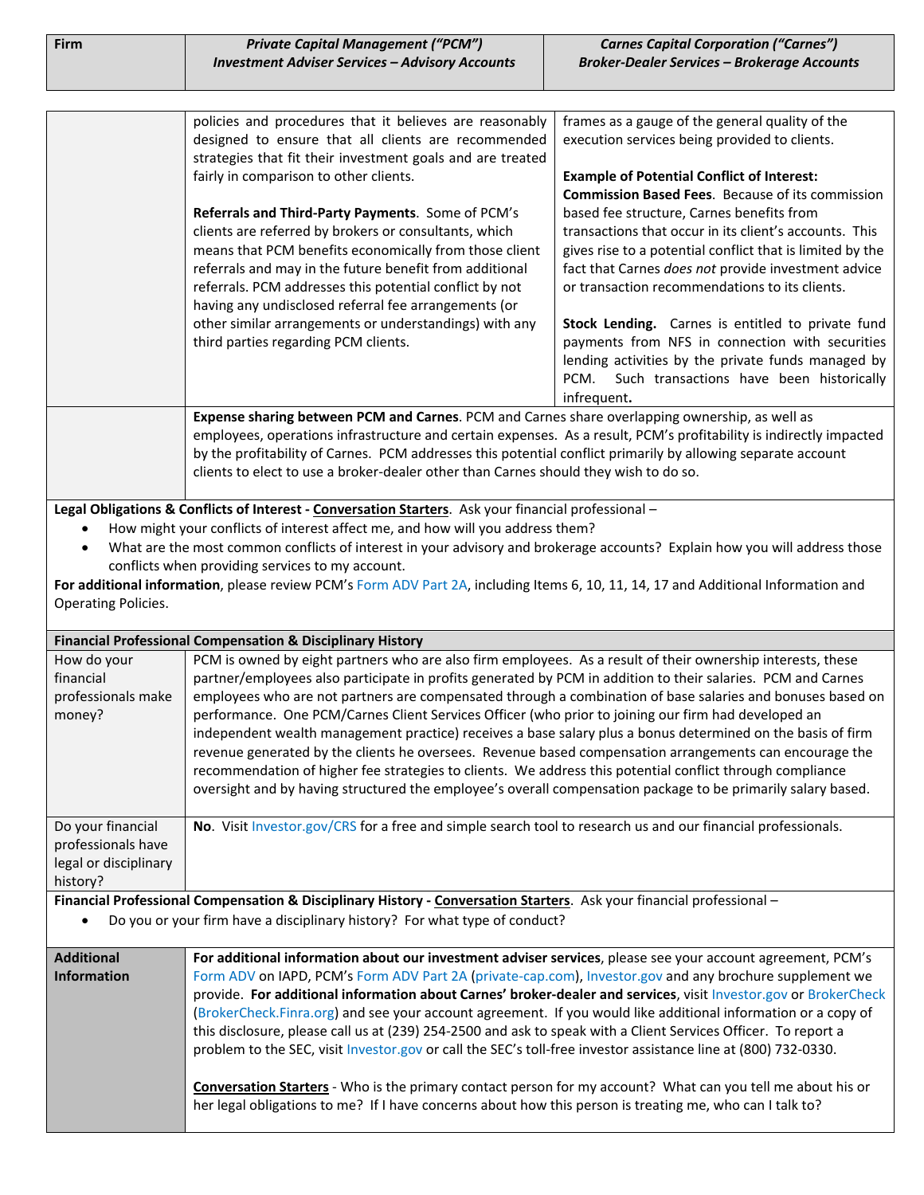| Firm | *Private Capital Management ("PCM")* *Investment Adviser Services – Advisory Accounts* | *Carnes Capital Corporation ("Carnes")* *Broker-Dealer Services – Brokerage Accounts* |
|---|---|---|
| | policies and procedures that it believes are reasonably designed to ensure that all clients are recommended strategies that fit their investment goals and are treated fairly in comparison to other clients.<br><br>**Referrals and Third-Party Payments**. Some of PCM's clients are referred by brokers or consultants, which means that PCM benefits economically from those client referrals and may in the future benefit from additional referrals. PCM addresses this potential conflict by not having any undisclosed referral fee arrangements (or other similar arrangements or understandings) with any third parties regarding PCM clients. | frames as a gauge of the general quality of the execution services being provided to clients.<br><br>**Example of Potential Conflict of Interest: Commission Based Fees**. Because of its commission based fee structure, Carnes benefits from transactions that occur in its client's accounts. This gives rise to a potential conflict that is limited by the fact that Carnes *does not* provide investment advice or transaction recommendations to its clients.<br><br>**Stock Lending.** Carnes is entitled to private fund payments from NFS in connection with securities lending activities by the private funds managed by PCM. Such transactions have been historically infrequent**.** |
| | **Expense sharing between PCM and Carnes**. PCM and Carnes share overlapping ownership, as well as employees, operations infrastructure and certain expenses. As a result, PCM's profitability is indirectly impacted by the profitability of Carnes. PCM addresses this potential conflict primarily by allowing separate account clients to elect to use a broker-dealer other than Carnes should they wish to do so. | |

**Legal Obligations & Conflicts of Interest - Conversation Starters**. Ask your financial professional –

- How might your conflicts of interest affect me, and how will you address them?
- What are the most common conflicts of interest in your advisory and brokerage accounts? Explain how you will address those conflicts when providing services to my account.

**For additional information**, please review PCM's Form ADV Part 2A, including Items 6, 10, 11, 14, 17 and Additional Information and Operating Policies.

**Financial Professional Compensation & Disciplinary History**

| | |
|---|---|
| How do your financial professionals make money? | PCM is owned by eight partners who are also firm employees. As a result of their ownership interests, these partner/employees also participate in profits generated by PCM in addition to their salaries. PCM and Carnes employees who are not partners are compensated through a combination of base salaries and bonuses based on performance. One PCM/Carnes Client Services Officer (who prior to joining our firm had developed an independent wealth management practice) receives a base salary plus a bonus determined on the basis of firm revenue generated by the clients he oversees. Revenue based compensation arrangements can encourage the recommendation of higher fee strategies to clients. We address this potential conflict through compliance oversight and by having structured the employee's overall compensation package to be primarily salary based. |
| Do your financial professionals have legal or disciplinary history? | **No**. Visit Investor.gov/CRS for a free and simple search tool to research us and our financial professionals. |

**Financial Professional Compensation & Disciplinary History - Conversation Starters**. Ask your financial professional –

- Do you or your firm have a disciplinary history? For what type of conduct?

| | |
|---|---|
| **Additional Information** | **For additional information about our investment adviser services**, please see your account agreement, PCM's Form ADV on IAPD, PCM's Form ADV Part 2A (private-cap.com), Investor.gov and any brochure supplement we provide. **For additional information about Carnes' broker-dealer and services**, visit Investor.gov or BrokerCheck (BrokerCheck.Finra.org) and see your account agreement. If you would like additional information or a copy of this disclosure, please call us at (239) 254-2500 and ask to speak with a Client Services Officer. To report a problem to the SEC, visit Investor.gov or call the SEC's toll-free investor assistance line at (800) 732-0330.<br><br>**Conversation Starters** - Who is the primary contact person for my account? What can you tell me about his or her legal obligations to me? If I have concerns about how this person is treating me, who can I talk to? |